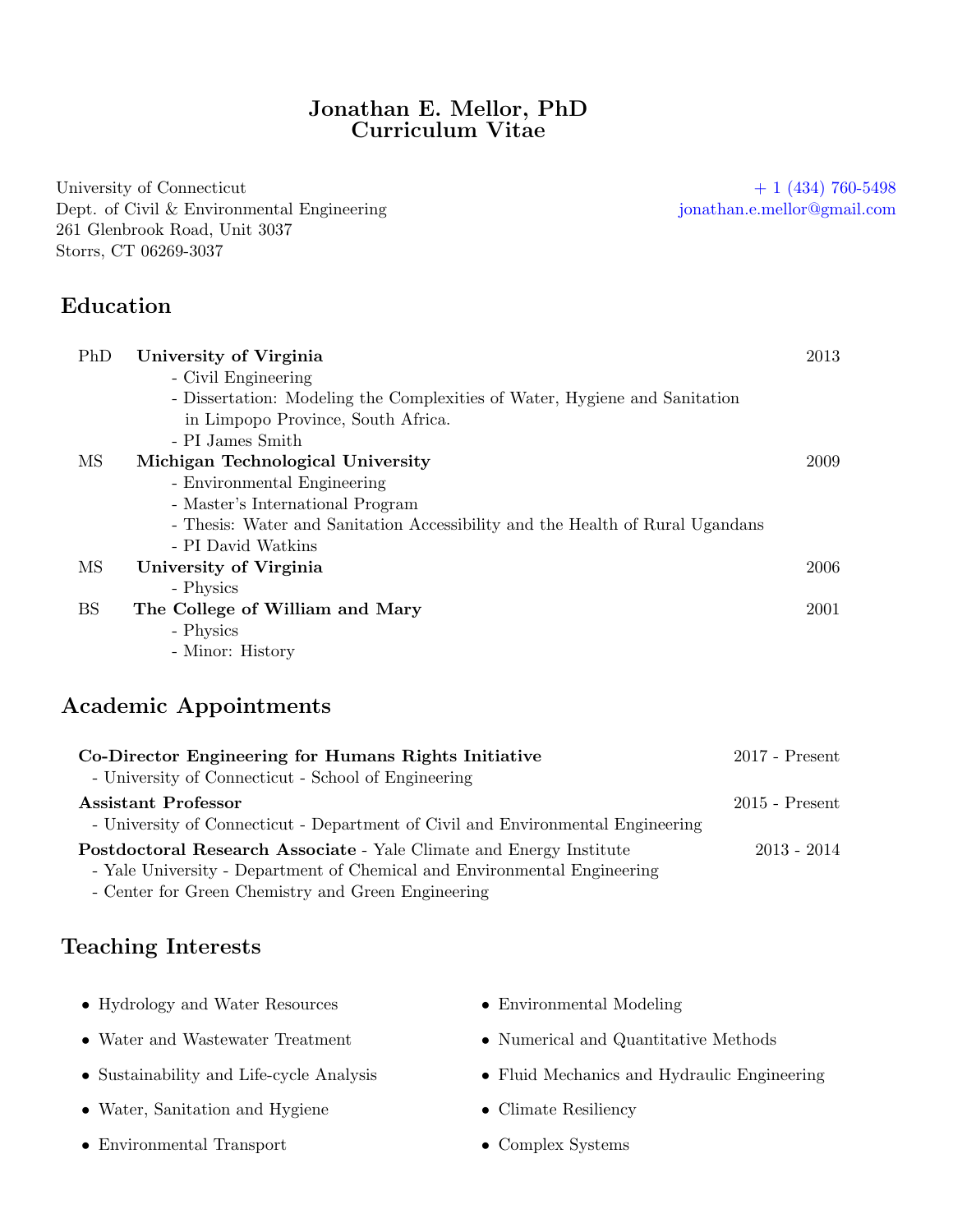# Jonathan E. Mellor, PhD
# Curriculum Vitae

University of Connecticut
Dept. of Civil & Environmental Engineering
261 Glenbrook Road, Unit 3037
Storrs, CT 06269-3037

+ 1 (434) 760-5498
jonathan.e.mellor@gmail.com

## Education

**PhD** — **University of Virginia** — 2013
- Civil Engineering
- Dissertation: Modeling the Complexities of Water, Hygiene and Sanitation in Limpopo Province, South Africa.
- PI James Smith

**MS** — **Michigan Technological University** — 2009
- Environmental Engineering
- Master's International Program
- Thesis: Water and Sanitation Accessibility and the Health of Rural Ugandans
- PI David Watkins

**MS** — **University of Virginia** — 2006
- Physics

**BS** — **The College of William and Mary** — 2001
- Physics
- Minor: History

## Academic Appointments

**Co-Director Engineering for Humans Rights Initiative** — 2017 - Present
- University of Connecticut - School of Engineering

**Assistant Professor** — 2015 - Present
- University of Connecticut - Department of Civil and Environmental Engineering

**Postdoctoral Research Associate** - Yale Climate and Energy Institute — 2013 - 2014
- Yale University - Department of Chemical and Environmental Engineering
- Center for Green Chemistry and Green Engineering

## Teaching Interests

- Hydrology and Water Resources
- Water and Wastewater Treatment
- Sustainability and Life-cycle Analysis
- Water, Sanitation and Hygiene
- Environmental Transport
- Environmental Modeling
- Numerical and Quantitative Methods
- Fluid Mechanics and Hydraulic Engineering
- Climate Resiliency
- Complex Systems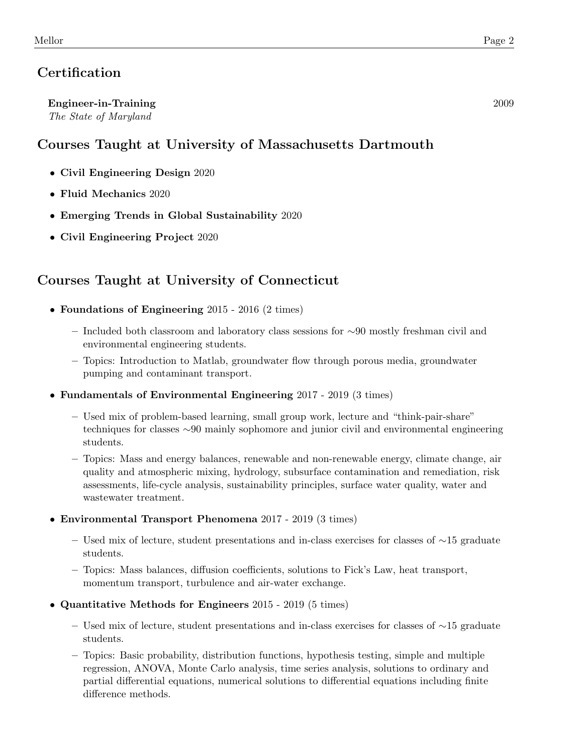## Certification

**Engineer-in-Training** 2009
*The State of Maryland*

## Courses Taught at University of Massachusetts Dartmouth

- **Civil Engineering Design** 2020
- **Fluid Mechanics** 2020
- **Emerging Trends in Global Sustainability** 2020
- **Civil Engineering Project** 2020

## Courses Taught at University of Connecticut

- **Foundations of Engineering** 2015 - 2016 (2 times)
  - Included both classroom and laboratory class sessions for ∼90 mostly freshman civil and environmental engineering students.
  - Topics: Introduction to Matlab, groundwater flow through porous media, groundwater pumping and contaminant transport.
- **Fundamentals of Environmental Engineering** 2017 - 2019 (3 times)
  - Used mix of problem-based learning, small group work, lecture and "think-pair-share" techniques for classes ∼90 mainly sophomore and junior civil and environmental engineering students.
  - Topics: Mass and energy balances, renewable and non-renewable energy, climate change, air quality and atmospheric mixing, hydrology, subsurface contamination and remediation, risk assessments, life-cycle analysis, sustainability principles, surface water quality, water and wastewater treatment.
- **Environmental Transport Phenomena** 2017 - 2019 (3 times)
  - Used mix of lecture, student presentations and in-class exercises for classes of ∼15 graduate students.
  - Topics: Mass balances, diffusion coefficients, solutions to Fick's Law, heat transport, momentum transport, turbulence and air-water exchange.
- **Quantitative Methods for Engineers** 2015 - 2019 (5 times)
  - Used mix of lecture, student presentations and in-class exercises for classes of ∼15 graduate students.
  - Topics: Basic probability, distribution functions, hypothesis testing, simple and multiple regression, ANOVA, Monte Carlo analysis, time series analysis, solutions to ordinary and partial differential equations, numerical solutions to differential equations including finite difference methods.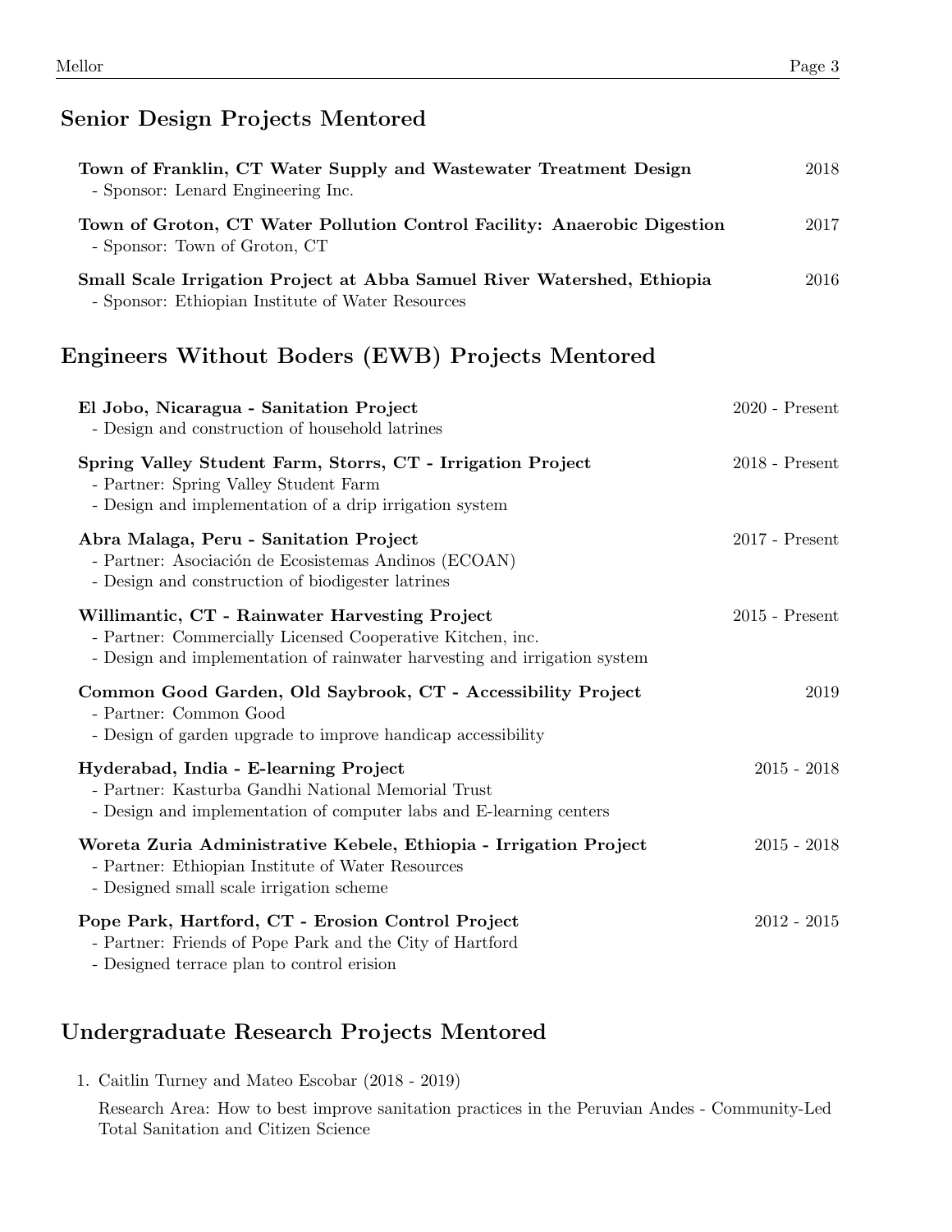## Senior Design Projects Mentored

**Town of Franklin, CT Water Supply and Wastewater Treatment Design** 2018
- Sponsor: Lenard Engineering Inc.

**Town of Groton, CT Water Pollution Control Facility: Anaerobic Digestion** 2017
- Sponsor: Town of Groton, CT

**Small Scale Irrigation Project at Abba Samuel River Watershed, Ethiopia** 2016
- Sponsor: Ethiopian Institute of Water Resources

## Engineers Without Boders (EWB) Projects Mentored

**El Jobo, Nicaragua - Sanitation Project** 2020 - Present
- Design and construction of household latrines

**Spring Valley Student Farm, Storrs, CT - Irrigation Project** 2018 - Present
- Partner: Spring Valley Student Farm
- Design and implementation of a drip irrigation system

**Abra Malaga, Peru - Sanitation Project** 2017 - Present
- Partner: Asociación de Ecosistemas Andinos (ECOAN)
- Design and construction of biodigester latrines

**Willimantic, CT - Rainwater Harvesting Project** 2015 - Present
- Partner: Commercially Licensed Cooperative Kitchen, inc.
- Design and implementation of rainwater harvesting and irrigation system

**Common Good Garden, Old Saybrook, CT - Accessibility Project** 2019
- Partner: Common Good
- Design of garden upgrade to improve handicap accessibility

**Hyderabad, India - E-learning Project** 2015 - 2018
- Partner: Kasturba Gandhi National Memorial Trust
- Design and implementation of computer labs and E-learning centers

**Woreta Zuria Administrative Kebele, Ethiopia - Irrigation Project** 2015 - 2018
- Partner: Ethiopian Institute of Water Resources
- Designed small scale irrigation scheme

**Pope Park, Hartford, CT - Erosion Control Project** 2012 - 2015
- Partner: Friends of Pope Park and the City of Hartford
- Designed terrace plan to control erision

## Undergraduate Research Projects Mentored

1. Caitlin Turney and Mateo Escobar (2018 - 2019)

   Research Area: How to best improve sanitation practices in the Peruvian Andes - Community-Led Total Sanitation and Citizen Science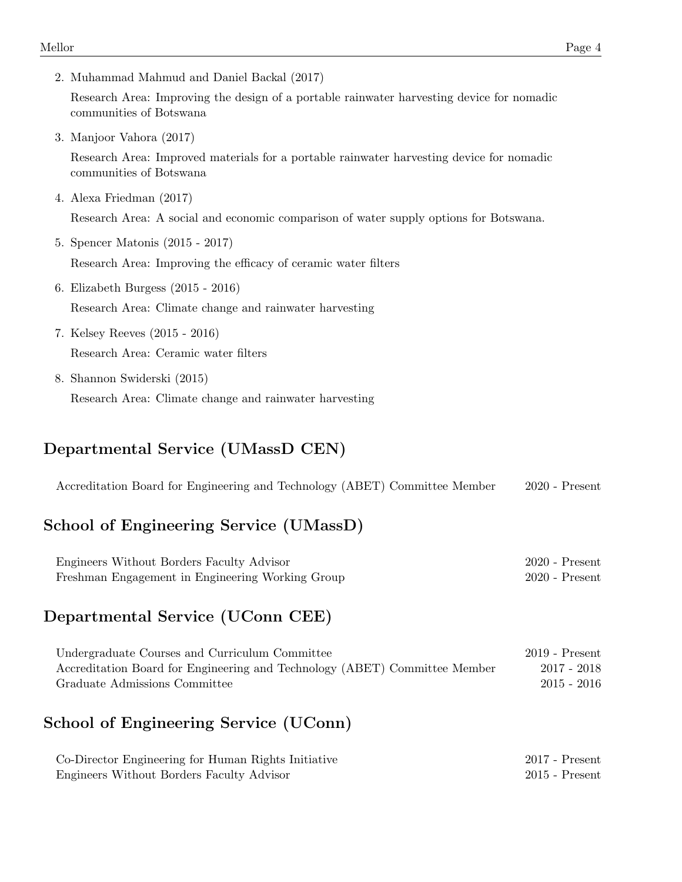2. Muhammad Mahmud and Daniel Backal (2017)

   Research Area: Improving the design of a portable rainwater harvesting device for nomadic communities of Botswana

3. Manjoor Vahora (2017)

   Research Area: Improved materials for a portable rainwater harvesting device for nomadic communities of Botswana

4. Alexa Friedman (2017)

   Research Area: A social and economic comparison of water supply options for Botswana.

5. Spencer Matonis (2015 - 2017)

   Research Area: Improving the efficacy of ceramic water filters

6. Elizabeth Burgess (2015 - 2016)

   Research Area: Climate change and rainwater harvesting

7. Kelsey Reeves (2015 - 2016)

   Research Area: Ceramic water filters

8. Shannon Swiderski (2015)

   Research Area: Climate change and rainwater harvesting

## Departmental Service (UMassD CEN)

| | |
|---|---|
| Accreditation Board for Engineering and Technology (ABET) Committee Member | 2020 - Present |

## School of Engineering Service (UMassD)

| | |
|---|---|
| Engineers Without Borders Faculty Advisor | 2020 - Present |
| Freshman Engagement in Engineering Working Group | 2020 - Present |

## Departmental Service (UConn CEE)

| | |
|---|---|
| Undergraduate Courses and Curriculum Committee | 2019 - Present |
| Accreditation Board for Engineering and Technology (ABET) Committee Member | 2017 - 2018 |
| Graduate Admissions Committee | 2015 - 2016 |

## School of Engineering Service (UConn)

| | |
|---|---|
| Co-Director Engineering for Human Rights Initiative | 2017 - Present |
| Engineers Without Borders Faculty Advisor | 2015 - Present |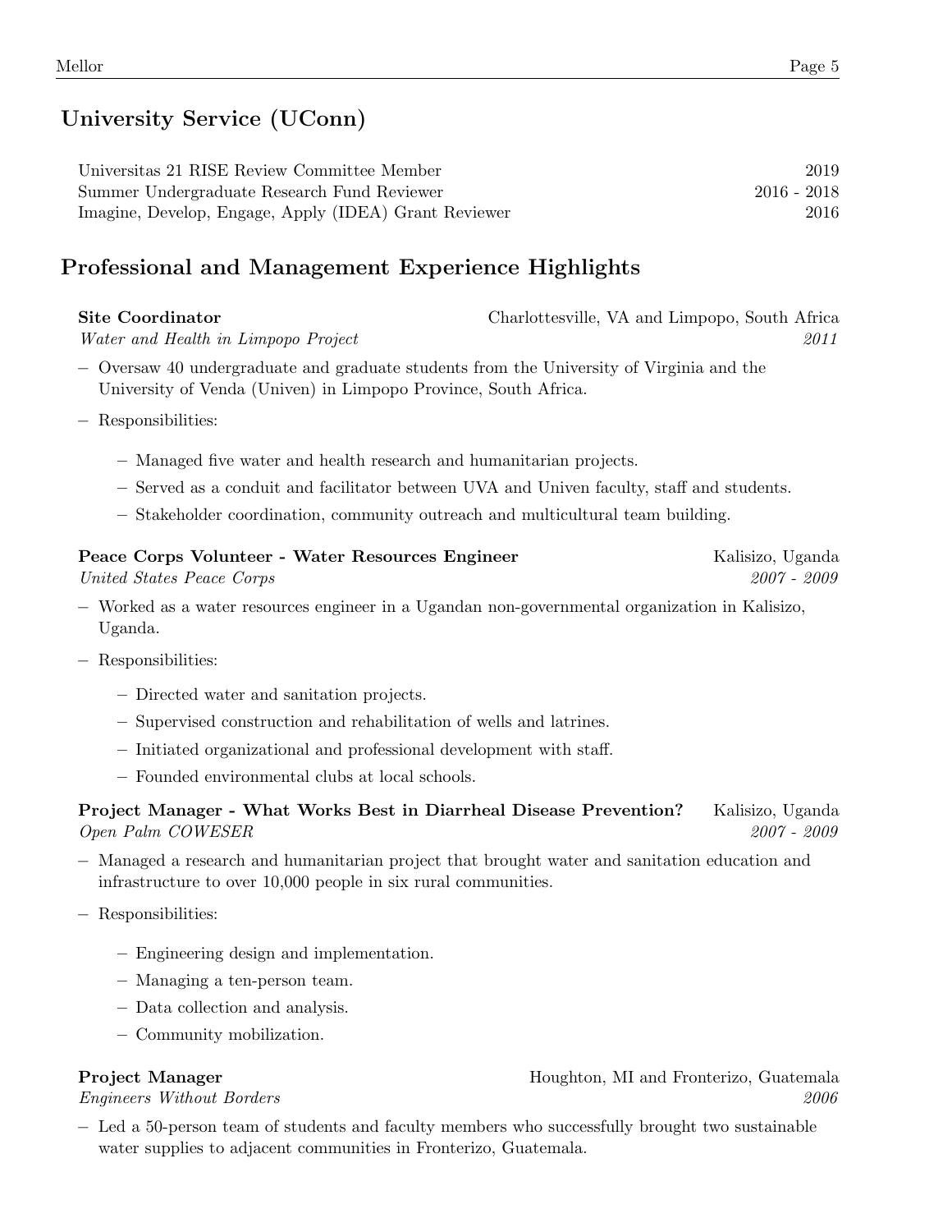## University Service (UConn)

Universitas 21 RISE Review Committee Member — 2019
Summer Undergraduate Research Fund Reviewer — 2016 - 2018
Imagine, Develop, Engage, Apply (IDEA) Grant Reviewer — 2016

## Professional and Management Experience Highlights

**Site Coordinator** — Charlottesville, VA and Limpopo, South Africa
*Water and Health in Limpopo Project* — *2011*

- Oversaw 40 undergraduate and graduate students from the University of Virginia and the University of Venda (Univen) in Limpopo Province, South Africa.
- Responsibilities:
  - Managed five water and health research and humanitarian projects.
  - Served as a conduit and facilitator between UVA and Univen faculty, staff and students.
  - Stakeholder coordination, community outreach and multicultural team building.

**Peace Corps Volunteer - Water Resources Engineer** — Kalisizo, Uganda
*United States Peace Corps* — *2007 - 2009*

- Worked as a water resources engineer in a Ugandan non-governmental organization in Kalisizo, Uganda.
- Responsibilities:
  - Directed water and sanitation projects.
  - Supervised construction and rehabilitation of wells and latrines.
  - Initiated organizational and professional development with staff.
  - Founded environmental clubs at local schools.

**Project Manager - What Works Best in Diarrheal Disease Prevention?** — Kalisizo, Uganda
*Open Palm COWESER* — *2007 - 2009*

- Managed a research and humanitarian project that brought water and sanitation education and infrastructure to over 10,000 people in six rural communities.
- Responsibilities:
  - Engineering design and implementation.
  - Managing a ten-person team.
  - Data collection and analysis.
  - Community mobilization.

**Project Manager** — Houghton, MI and Fronterizo, Guatemala
*Engineers Without Borders* — *2006*

- Led a 50-person team of students and faculty members who successfully brought two sustainable water supplies to adjacent communities in Fronterizo, Guatemala.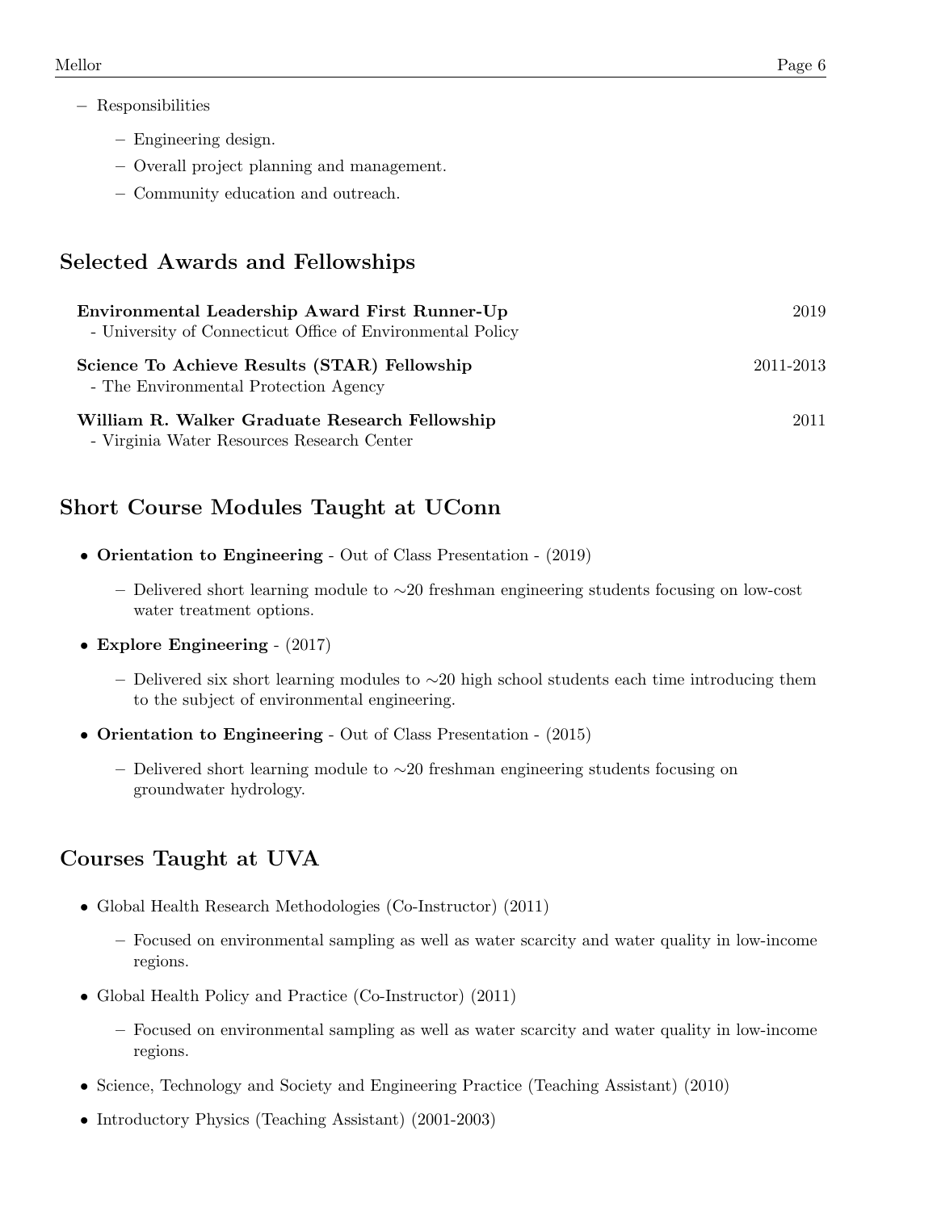- Responsibilities
  - Engineering design.
  - Overall project planning and management.
  - Community education and outreach.

## Selected Awards and Fellowships

**Environmental Leadership Award First Runner-Up** 2019
- University of Connecticut Office of Environmental Policy

**Science To Achieve Results (STAR) Fellowship** 2011-2013
- The Environmental Protection Agency

**William R. Walker Graduate Research Fellowship** 2011
- Virginia Water Resources Research Center

## Short Course Modules Taught at UConn

- **Orientation to Engineering** - Out of Class Presentation - (2019)
  - Delivered short learning module to ∼20 freshman engineering students focusing on low-cost water treatment options.
- **Explore Engineering** - (2017)
  - Delivered six short learning modules to ∼20 high school students each time introducing them to the subject of environmental engineering.
- **Orientation to Engineering** - Out of Class Presentation - (2015)
  - Delivered short learning module to ∼20 freshman engineering students focusing on groundwater hydrology.

## Courses Taught at UVA

- Global Health Research Methodologies (Co-Instructor) (2011)
  - Focused on environmental sampling as well as water scarcity and water quality in low-income regions.
- Global Health Policy and Practice (Co-Instructor) (2011)
  - Focused on environmental sampling as well as water scarcity and water quality in low-income regions.
- Science, Technology and Society and Engineering Practice (Teaching Assistant) (2010)
- Introductory Physics (Teaching Assistant) (2001-2003)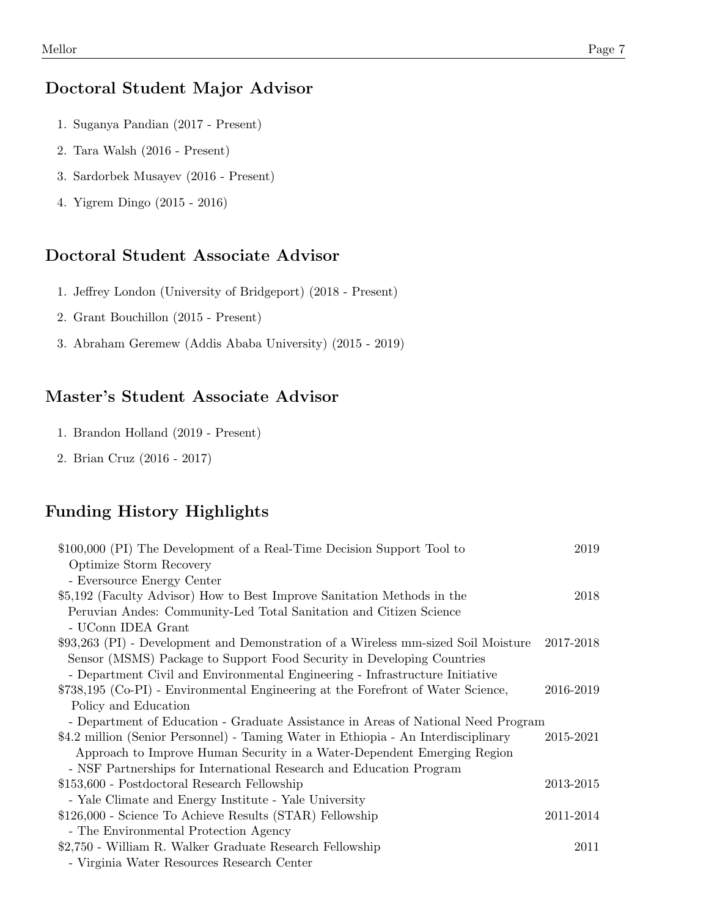## Doctoral Student Major Advisor

1. Suganya Pandian (2017 - Present)
2. Tara Walsh (2016 - Present)
3. Sardorbek Musayev (2016 - Present)
4. Yigrem Dingo (2015 - 2016)

## Doctoral Student Associate Advisor

1. Jeffrey London (University of Bridgeport) (2018 - Present)
2. Grant Bouchillon (2015 - Present)
3. Abraham Geremew (Addis Ababa University) (2015 - 2019)

## Master's Student Associate Advisor

1. Brandon Holland (2019 - Present)
2. Brian Cruz (2016 - 2017)

## Funding History Highlights

$100,000 (PI) The Development of a Real-Time Decision Support Tool to Optimize Storm Recovery — 2019
- Eversource Energy Center

$5,192 (Faculty Advisor) How to Best Improve Sanitation Methods in the Peruvian Andes: Community-Led Total Sanitation and Citizen Science — 2018
- UConn IDEA Grant

$93,263 (PI) - Development and Demonstration of a Wireless mm-sized Soil Moisture Sensor (MSMS) Package to Support Food Security in Developing Countries — 2017-2018
- Department Civil and Environmental Engineering - Infrastructure Initiative

$738,195 (Co-PI) - Environmental Engineering at the Forefront of Water Science, Policy and Education — 2016-2019
- Department of Education - Graduate Assistance in Areas of National Need Program

$4.2 million (Senior Personnel) - Taming Water in Ethiopia - An Interdisciplinary Approach to Improve Human Security in a Water-Dependent Emerging Region — 2015-2021
- NSF Partnerships for International Research and Education Program

$153,600 - Postdoctoral Research Fellowship — 2013-2015
- Yale Climate and Energy Institute - Yale University

$126,000 - Science To Achieve Results (STAR) Fellowship — 2011-2014
- The Environmental Protection Agency

$2,750 - William R. Walker Graduate Research Fellowship — 2011
- Virginia Water Resources Research Center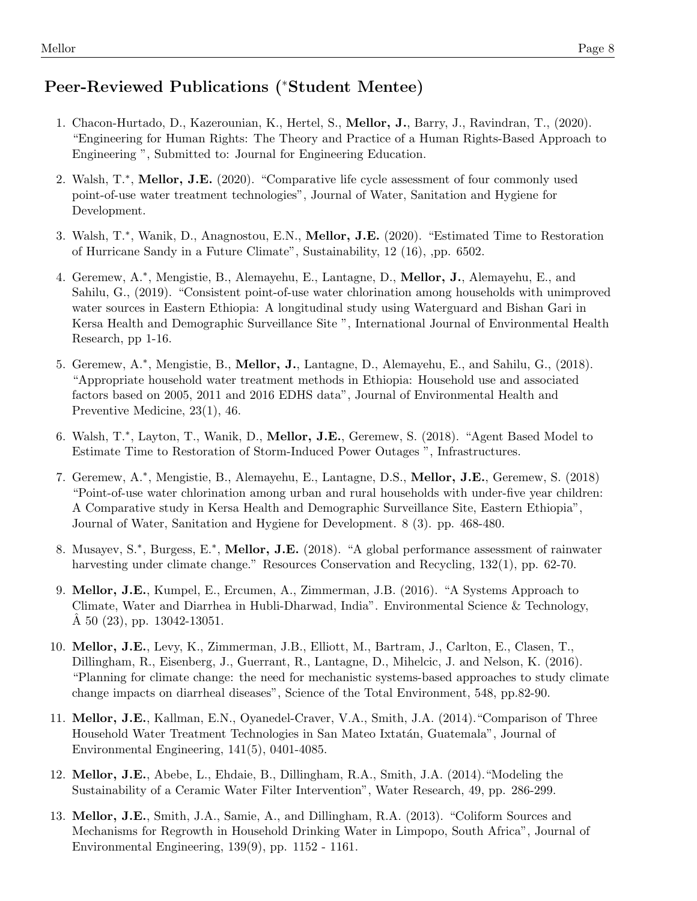## Peer-Reviewed Publications (*Student Mentee)

1. Chacon-Hurtado, D., Kazerounian, K., Hertel, S., **Mellor, J.**, Barry, J., Ravindran, T., (2020). "Engineering for Human Rights: The Theory and Practice of a Human Rights-Based Approach to Engineering ", Submitted to: Journal for Engineering Education.

2. Walsh, T.*, **Mellor, J.E.** (2020). "Comparative life cycle assessment of four commonly used point-of-use water treatment technologies", Journal of Water, Sanitation and Hygiene for Development.

3. Walsh, T.*, Wanik, D., Anagnostou, E.N., **Mellor, J.E.** (2020). "Estimated Time to Restoration of Hurricane Sandy in a Future Climate", Sustainability, 12 (16), ,pp. 6502.

4. Geremew, A.*, Mengistie, B., Alemayehu, E., Lantagne, D., **Mellor, J.**, Alemayehu, E., and Sahilu, G., (2019). "Consistent point-of-use water chlorination among households with unimproved water sources in Eastern Ethiopia: A longitudinal study using Waterguard and Bishan Gari in Kersa Health and Demographic Surveillance Site ", International Journal of Environmental Health Research, pp 1-16.

5. Geremew, A.*, Mengistie, B., **Mellor, J.**, Lantagne, D., Alemayehu, E., and Sahilu, G., (2018). "Appropriate household water treatment methods in Ethiopia: Household use and associated factors based on 2005, 2011 and 2016 EDHS data", Journal of Environmental Health and Preventive Medicine, 23(1), 46.

6. Walsh, T.*, Layton, T., Wanik, D., **Mellor, J.E.**, Geremew, S. (2018). "Agent Based Model to Estimate Time to Restoration of Storm-Induced Power Outages ", Infrastructures.

7. Geremew, A.*, Mengistie, B., Alemayehu, E., Lantagne, D.S., **Mellor, J.E.**, Geremew, S. (2018) "Point-of-use water chlorination among urban and rural households with under-five year children: A Comparative study in Kersa Health and Demographic Surveillance Site, Eastern Ethiopia", Journal of Water, Sanitation and Hygiene for Development. 8 (3). pp. 468-480.

8. Musayev, S.*, Burgess, E.*, **Mellor, J.E.** (2018). "A global performance assessment of rainwater harvesting under climate change." Resources Conservation and Recycling, 132(1), pp. 62-70.

9. **Mellor, J.E.**, Kumpel, E., Ercumen, A., Zimmerman, J.B. (2016). "A Systems Approach to Climate, Water and Diarrhea in Hubli-Dharwad, India". Environmental Science & Technology, Â 50 (23), pp. 13042-13051.

10. **Mellor, J.E.**, Levy, K., Zimmerman, J.B., Elliott, M., Bartram, J., Carlton, E., Clasen, T., Dillingham, R., Eisenberg, J., Guerrant, R., Lantagne, D., Mihelcic, J. and Nelson, K. (2016). "Planning for climate change: the need for mechanistic systems-based approaches to study climate change impacts on diarrheal diseases", Science of the Total Environment, 548, pp.82-90.

11. **Mellor, J.E.**, Kallman, E.N., Oyanedel-Craver, V.A., Smith, J.A. (2014)."Comparison of Three Household Water Treatment Technologies in San Mateo Ixtatán, Guatemala", Journal of Environmental Engineering, 141(5), 0401-4085.

12. **Mellor, J.E.**, Abebe, L., Ehdaie, B., Dillingham, R.A., Smith, J.A. (2014)."Modeling the Sustainability of a Ceramic Water Filter Intervention", Water Research, 49, pp. 286-299.

13. **Mellor, J.E.**, Smith, J.A., Samie, A., and Dillingham, R.A. (2013). "Coliform Sources and Mechanisms for Regrowth in Household Drinking Water in Limpopo, South Africa", Journal of Environmental Engineering, 139(9), pp. 1152 - 1161.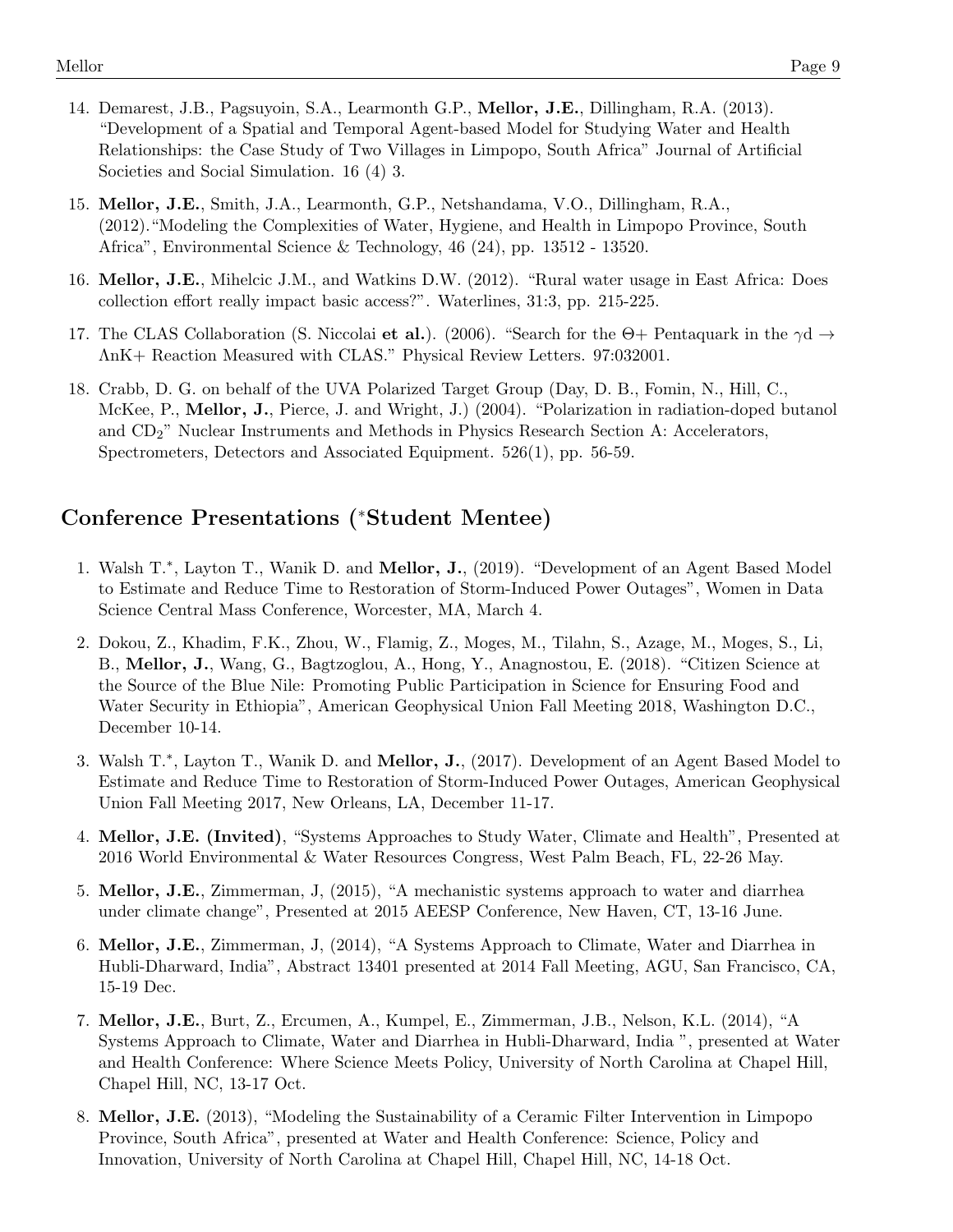14. Demarest, J.B., Pagsuyoin, S.A., Learmonth G.P., **Mellor, J.E.**, Dillingham, R.A. (2013). "Development of a Spatial and Temporal Agent-based Model for Studying Water and Health Relationships: the Case Study of Two Villages in Limpopo, South Africa" Journal of Artificial Societies and Social Simulation. 16 (4) 3.

15. **Mellor, J.E.**, Smith, J.A., Learmonth, G.P., Netshandama, V.O., Dillingham, R.A., (2012)."Modeling the Complexities of Water, Hygiene, and Health in Limpopo Province, South Africa", Environmental Science & Technology, 46 (24), pp. 13512 - 13520.

16. **Mellor, J.E.**, Mihelcic J.M., and Watkins D.W. (2012). "Rural water usage in East Africa: Does collection effort really impact basic access?". Waterlines, 31:3, pp. 215-225.

17. The CLAS Collaboration (S. Niccolai **et al.**). (2006). "Search for the Θ+ Pentaquark in the $\gamma d \rightarrow \Lambda K+$ Reaction Measured with CLAS." Physical Review Letters. 97:032001.

18. Crabb, D. G. on behalf of the UVA Polarized Target Group (Day, D. B., Fomin, N., Hill, C., McKee, P., **Mellor, J.**, Pierce, J. and Wright, J.) (2004). "Polarization in radiation-doped butanol and $CD_2$" Nuclear Instruments and Methods in Physics Research Section A: Accelerators, Spectrometers, Detectors and Associated Equipment. 526(1), pp. 56-59.

## Conference Presentations (*Student Mentee)

1. Walsh T.*, Layton T., Wanik D. and **Mellor, J.**, (2019). "Development of an Agent Based Model to Estimate and Reduce Time to Restoration of Storm-Induced Power Outages", Women in Data Science Central Mass Conference, Worcester, MA, March 4.

2. Dokou, Z., Khadim, F.K., Zhou, W., Flamig, Z., Moges, M., Tilahn, S., Azage, M., Moges, S., Li, B., **Mellor, J.**, Wang, G., Bagtzoglou, A., Hong, Y., Anagnostou, E. (2018). "Citizen Science at the Source of the Blue Nile: Promoting Public Participation in Science for Ensuring Food and Water Security in Ethiopia", American Geophysical Union Fall Meeting 2018, Washington D.C., December 10-14.

3. Walsh T.*, Layton T., Wanik D. and **Mellor, J.**, (2017). Development of an Agent Based Model to Estimate and Reduce Time to Restoration of Storm-Induced Power Outages, American Geophysical Union Fall Meeting 2017, New Orleans, LA, December 11-17.

4. **Mellor, J.E. (Invited)**, "Systems Approaches to Study Water, Climate and Health", Presented at 2016 World Environmental & Water Resources Congress, West Palm Beach, FL, 22-26 May.

5. **Mellor, J.E.**, Zimmerman, J, (2015), "A mechanistic systems approach to water and diarrhea under climate change", Presented at 2015 AEESP Conference, New Haven, CT, 13-16 June.

6. **Mellor, J.E.**, Zimmerman, J, (2014), "A Systems Approach to Climate, Water and Diarrhea in Hubli-Dharward, India", Abstract 13401 presented at 2014 Fall Meeting, AGU, San Francisco, CA, 15-19 Dec.

7. **Mellor, J.E.**, Burt, Z., Ercumen, A., Kumpel, E., Zimmerman, J.B., Nelson, K.L. (2014), "A Systems Approach to Climate, Water and Diarrhea in Hubli-Dharward, India ", presented at Water and Health Conference: Where Science Meets Policy, University of North Carolina at Chapel Hill, Chapel Hill, NC, 13-17 Oct.

8. **Mellor, J.E.** (2013), "Modeling the Sustainability of a Ceramic Filter Intervention in Limpopo Province, South Africa", presented at Water and Health Conference: Science, Policy and Innovation, University of North Carolina at Chapel Hill, Chapel Hill, NC, 14-18 Oct.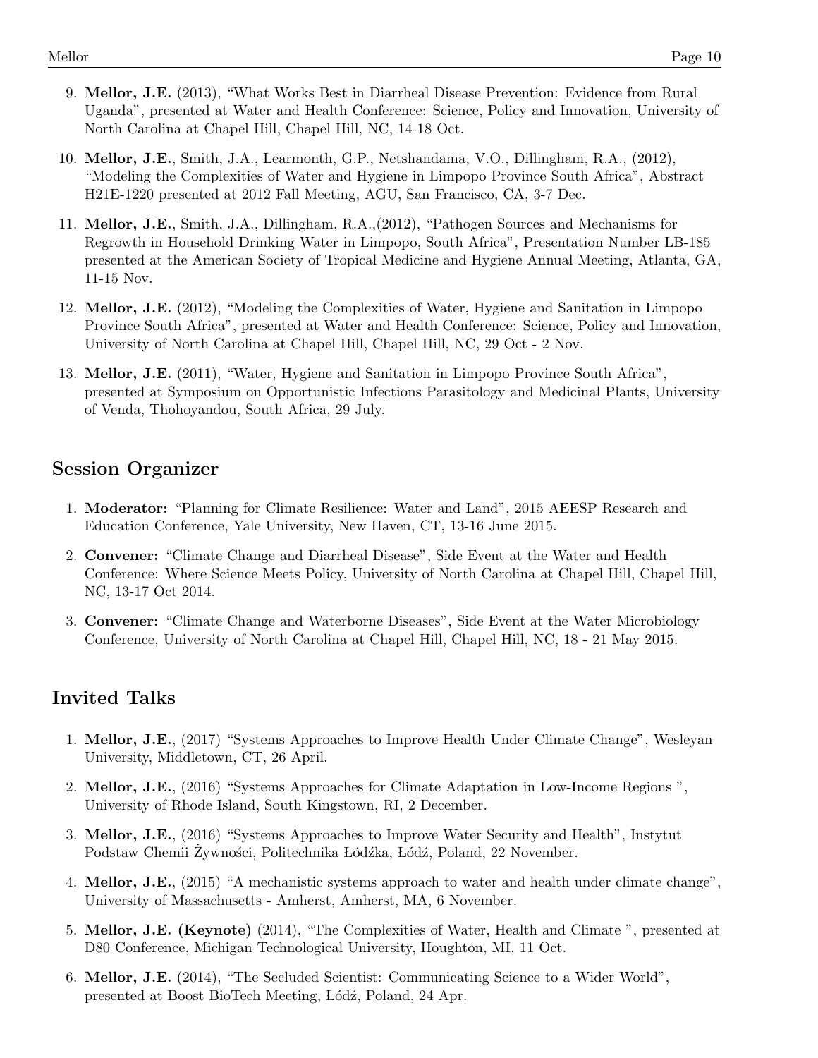9. **Mellor, J.E.** (2013), "What Works Best in Diarrheal Disease Prevention: Evidence from Rural Uganda", presented at Water and Health Conference: Science, Policy and Innovation, University of North Carolina at Chapel Hill, Chapel Hill, NC, 14-18 Oct.

10. **Mellor, J.E.**, Smith, J.A., Learmonth, G.P., Netshandama, V.O., Dillingham, R.A., (2012), "Modeling the Complexities of Water and Hygiene in Limpopo Province South Africa", Abstract H21E-1220 presented at 2012 Fall Meeting, AGU, San Francisco, CA, 3-7 Dec.

11. **Mellor, J.E.**, Smith, J.A., Dillingham, R.A.,(2012), "Pathogen Sources and Mechanisms for Regrowth in Household Drinking Water in Limpopo, South Africa", Presentation Number LB-185 presented at the American Society of Tropical Medicine and Hygiene Annual Meeting, Atlanta, GA, 11-15 Nov.

12. **Mellor, J.E.** (2012), "Modeling the Complexities of Water, Hygiene and Sanitation in Limpopo Province South Africa", presented at Water and Health Conference: Science, Policy and Innovation, University of North Carolina at Chapel Hill, Chapel Hill, NC, 29 Oct - 2 Nov.

13. **Mellor, J.E.** (2011), "Water, Hygiene and Sanitation in Limpopo Province South Africa", presented at Symposium on Opportunistic Infections Parasitology and Medicinal Plants, University of Venda, Thohoyandou, South Africa, 29 July.

## Session Organizer

1. **Moderator:** "Planning for Climate Resilience: Water and Land", 2015 AEESP Research and Education Conference, Yale University, New Haven, CT, 13-16 June 2015.

2. **Convener:** "Climate Change and Diarrheal Disease", Side Event at the Water and Health Conference: Where Science Meets Policy, University of North Carolina at Chapel Hill, Chapel Hill, NC, 13-17 Oct 2014.

3. **Convener:** "Climate Change and Waterborne Diseases", Side Event at the Water Microbiology Conference, University of North Carolina at Chapel Hill, Chapel Hill, NC, 18 - 21 May 2015.

## Invited Talks

1. **Mellor, J.E.**, (2017) "Systems Approaches to Improve Health Under Climate Change", Wesleyan University, Middletown, CT, 26 April.

2. **Mellor, J.E.**, (2016) "Systems Approaches for Climate Adaptation in Low-Income Regions ", University of Rhode Island, South Kingstown, RI, 2 December.

3. **Mellor, J.E.**, (2016) "Systems Approaches to Improve Water Security and Health", Instytut Podstaw Chemii Żywności, Politechnika Łódźka, Łódź, Poland, 22 November.

4. **Mellor, J.E.**, (2015) "A mechanistic systems approach to water and health under climate change", University of Massachusetts - Amherst, Amherst, MA, 6 November.

5. **Mellor, J.E. (Keynote)** (2014), "The Complexities of Water, Health and Climate ", presented at D80 Conference, Michigan Technological University, Houghton, MI, 11 Oct.

6. **Mellor, J.E.** (2014), "The Secluded Scientist: Communicating Science to a Wider World", presented at Boost BioTech Meeting, Łódź, Poland, 24 Apr.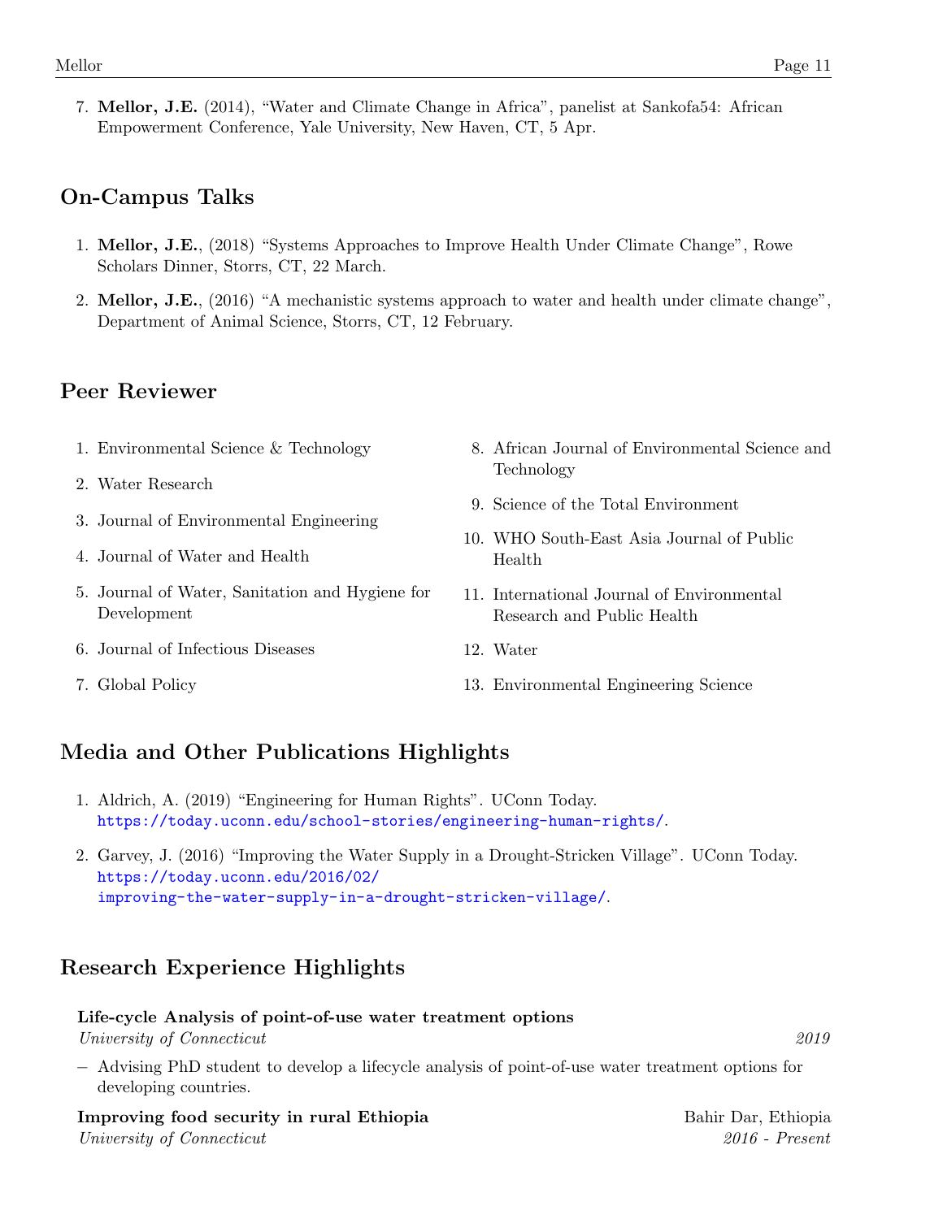7. **Mellor, J.E.** (2014), "Water and Climate Change in Africa", panelist at Sankofa54: African Empowerment Conference, Yale University, New Haven, CT, 5 Apr.

## On-Campus Talks

1. **Mellor, J.E.**, (2018) "Systems Approaches to Improve Health Under Climate Change", Rowe Scholars Dinner, Storrs, CT, 22 March.
2. **Mellor, J.E.**, (2016) "A mechanistic systems approach to water and health under climate change", Department of Animal Science, Storrs, CT, 12 February.

## Peer Reviewer

1. Environmental Science & Technology
2. Water Research
3. Journal of Environmental Engineering
4. Journal of Water and Health
5. Journal of Water, Sanitation and Hygiene for Development
6. Journal of Infectious Diseases
7. Global Policy
8. African Journal of Environmental Science and Technology
9. Science of the Total Environment
10. WHO South-East Asia Journal of Public Health
11. International Journal of Environmental Research and Public Health
12. Water
13. Environmental Engineering Science

## Media and Other Publications Highlights

1. Aldrich, A. (2019) "Engineering for Human Rights". UConn Today. https://today.uconn.edu/school-stories/engineering-human-rights/.
2. Garvey, J. (2016) "Improving the Water Supply in a Drought-Stricken Village". UConn Today. https://today.uconn.edu/2016/02/improving-the-water-supply-in-a-drought-stricken-village/.

## Research Experience Highlights

**Life-cycle Analysis of point-of-use water treatment options**
*University of Connecticut* — *2019*

- Advising PhD student to develop a lifecycle analysis of point-of-use water treatment options for developing countries.

**Improving food security in rural Ethiopia** — Bahir Dar, Ethiopia
*University of Connecticut* — *2016 - Present*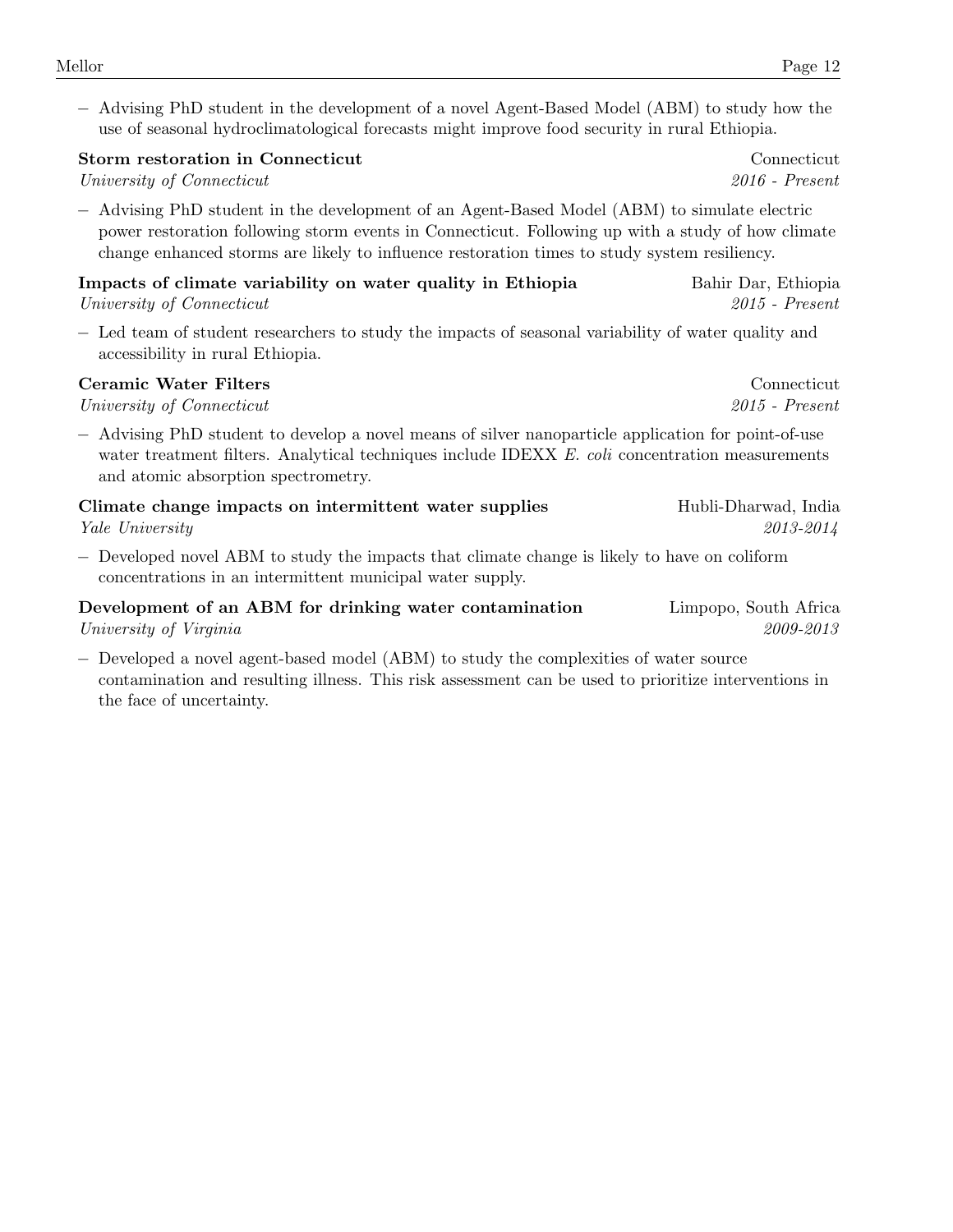- Advising PhD student in the development of a novel Agent-Based Model (ABM) to study how the use of seasonal hydroclimatological forecasts might improve food security in rural Ethiopia.

**Storm restoration in Connecticut** — Connecticut
*University of Connecticut* — *2016 - Present*

- Advising PhD student in the development of an Agent-Based Model (ABM) to simulate electric power restoration following storm events in Connecticut. Following up with a study of how climate change enhanced storms are likely to influence restoration times to study system resiliency.

**Impacts of climate variability on water quality in Ethiopia** — Bahir Dar, Ethiopia
*University of Connecticut* — *2015 - Present*

- Led team of student researchers to study the impacts of seasonal variability of water quality and accessibility in rural Ethiopia.

**Ceramic Water Filters** — Connecticut
*University of Connecticut* — *2015 - Present*

- Advising PhD student to develop a novel means of silver nanoparticle application for point-of-use water treatment filters. Analytical techniques include IDEXX *E. coli* concentration measurements and atomic absorption spectrometry.

**Climate change impacts on intermittent water supplies** — Hubli-Dharwad, India
*Yale University* — *2013-2014*

- Developed novel ABM to study the impacts that climate change is likely to have on coliform concentrations in an intermittent municipal water supply.

**Development of an ABM for drinking water contamination** — Limpopo, South Africa
*University of Virginia* — *2009-2013*

- Developed a novel agent-based model (ABM) to study the complexities of water source contamination and resulting illness. This risk assessment can be used to prioritize interventions in the face of uncertainty.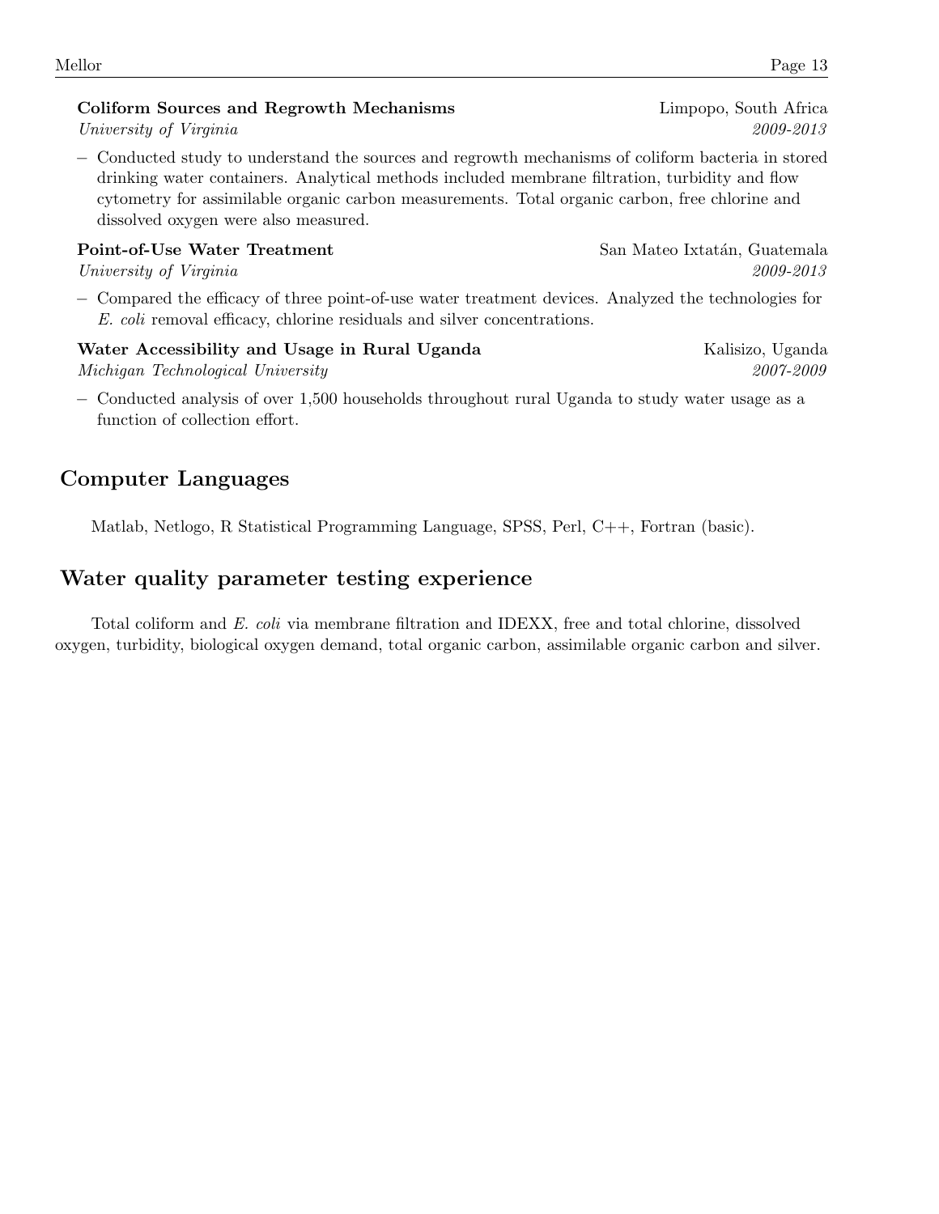**Coliform Sources and Regrowth Mechanisms** — Limpopo, South Africa
*University of Virginia* — *2009-2013*

- Conducted study to understand the sources and regrowth mechanisms of coliform bacteria in stored drinking water containers. Analytical methods included membrane filtration, turbidity and flow cytometry for assimilable organic carbon measurements. Total organic carbon, free chlorine and dissolved oxygen were also measured.

**Point-of-Use Water Treatment** — San Mateo Ixtatán, Guatemala
*University of Virginia* — *2009-2013*

- Compared the efficacy of three point-of-use water treatment devices. Analyzed the technologies for *E. coli* removal efficacy, chlorine residuals and silver concentrations.

**Water Accessibility and Usage in Rural Uganda** — Kalisizo, Uganda
*Michigan Technological University* — *2007-2009*

- Conducted analysis of over 1,500 households throughout rural Uganda to study water usage as a function of collection effort.

## Computer Languages

Matlab, Netlogo, R Statistical Programming Language, SPSS, Perl, C++, Fortran (basic).

## Water quality parameter testing experience

Total coliform and *E. coli* via membrane filtration and IDEXX, free and total chlorine, dissolved oxygen, turbidity, biological oxygen demand, total organic carbon, assimilable organic carbon and silver.